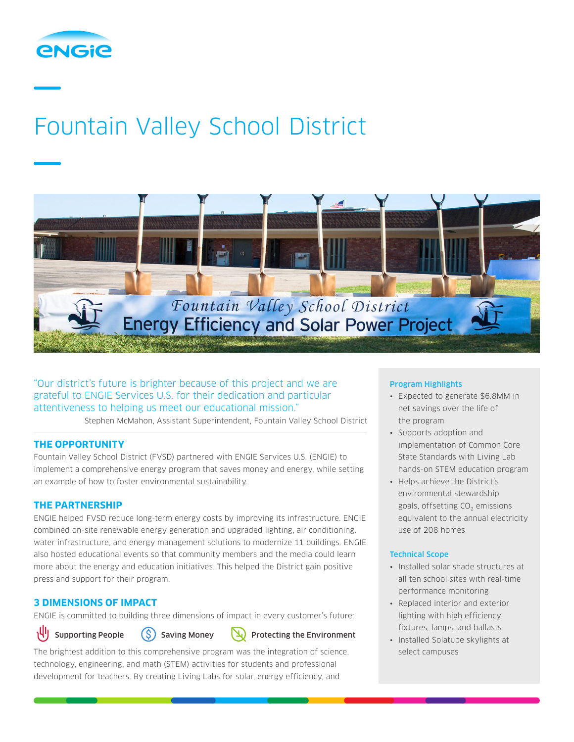# Fountain Valley School District

> "Our district's future is brighter because of this project and we are grateful to ENGIE Services U.S. for their dedication and particular attentiveness to helping us meet our educational mission."
>
> Stephen McMahon, Assistant Superintendent, Fountain Valley School District

## THE OPPORTUNITY

Fountain Valley School District (FVSD) partnered with ENGIE Services U.S. (ENGIE) to implement a comprehensive energy program that saves money and energy, while setting an example of how to foster environmental sustainability.

## THE PARTNERSHIP

ENGIE helped FVSD reduce long-term energy costs by improving its infrastructure. ENGIE combined on-site renewable energy generation and upgraded lighting, air conditioning, water infrastructure, and energy management solutions to modernize 11 buildings. ENGIE also hosted educational events so that community members and the media could learn more about the energy and education initiatives. This helped the District gain positive press and support for their program.

## 3 DIMENSIONS OF IMPACT

ENGIE is committed to building three dimensions of impact in every customer's future:

**Supporting People** **Saving Money** **Protecting the Environment**

The brightest addition to this comprehensive program was the integration of science, technology, engineering, and math (STEM) activities for students and professional development for teachers. By creating Living Labs for solar, energy efficiency, and

### Program Highlights

- Expected to generate $6.8MM in net savings over the life of the program
- Supports adoption and implementation of Common Core State Standards with Living Lab hands-on STEM education program
- Helps achieve the District's environmental stewardship goals, offsetting $CO_2$ emissions equivalent to the annual electricity use of 208 homes

### Technical Scope

- Installed solar shade structures at all ten school sites with real-time performance monitoring
- Replaced interior and exterior lighting with high efficiency fixtures, lamps, and ballasts
- Installed Solatube skylights at select campuses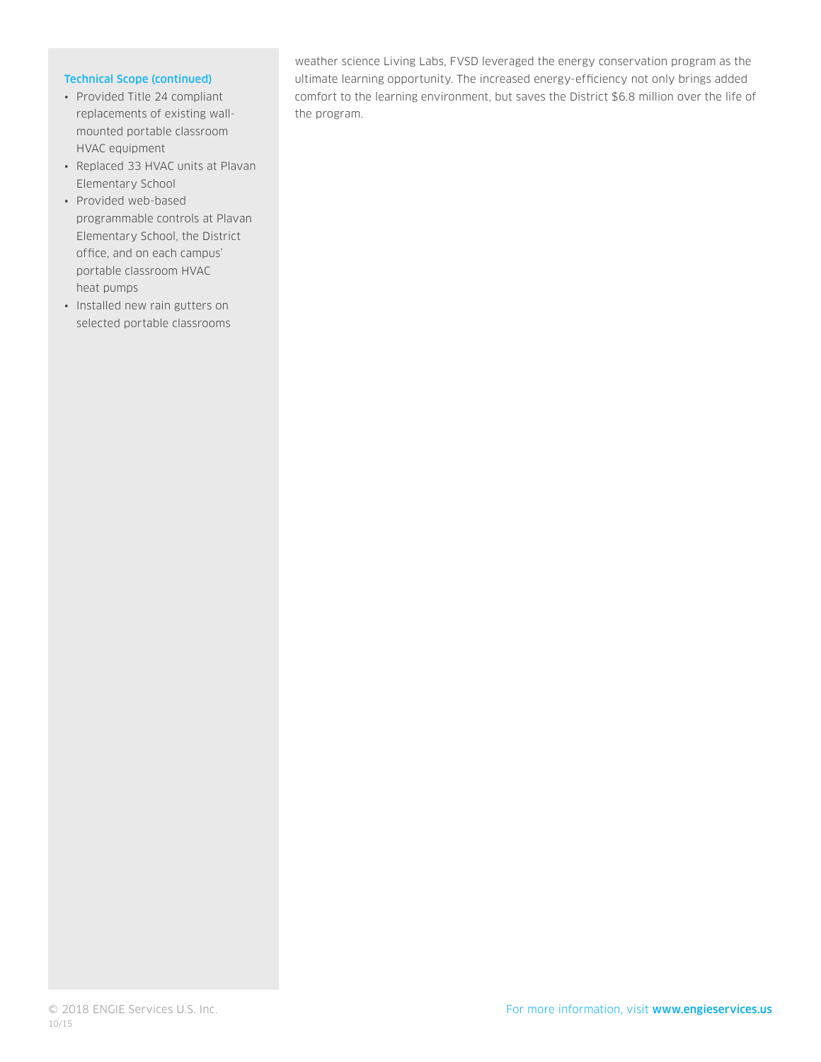### Technical Scope (continued)

- Provided Title 24 compliant replacements of existing wall-mounted portable classroom HVAC equipment
- Replaced 33 HVAC units at Plavan Elementary School
- Provided web-based programmable controls at Plavan Elementary School, the District office, and on each campus' portable classroom HVAC heat pumps
- Installed new rain gutters on selected portable classrooms

weather science Living Labs, FVSD leveraged the energy conservation program as the ultimate learning opportunity. The increased energy-efficiency not only brings added comfort to the learning environment, but saves the District $6.8 million over the life of the program.

© 2018 ENGIE Services U.S. Inc.
10/15

For more information, visit **www.engieservices.us**